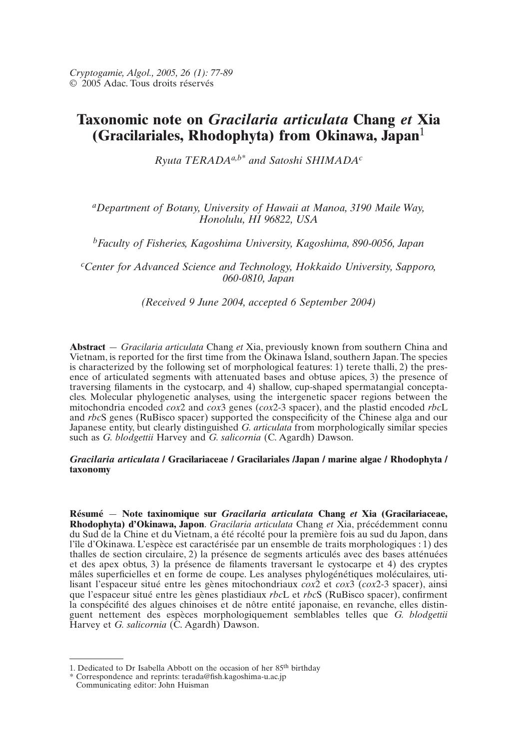# Taxonomic note on *Gracilaria articulata* Chang *et* Xia (Gracilariales, Rhodophyta) from Okinawa, Japan[1]

*Ryuta TERADA[a,b*] and Satoshi SHIMADA[c]*

[a] *Department of Botany, University of Hawaii at Manoa, 3190 Maile Way, Honolulu, HI 96822, USA*

[b] *Faculty of Fisheries, Kagoshima University, Kagoshima, 890-0056, Japan*

[c] *Center for Advanced Science and Technology, Hokkaido University, Sapporo, 060-0810, Japan*

*(Received 9 June 2004, accepted 6 September 2004)*

**Abstract** — *Gracilaria articulata* Chang *et* Xia, previously known from southern China and Vietnam, is reported for the first time from the Okinawa Island, southern Japan. The species is characterized by the following set of morphological features: 1) terete thalli, 2) the presence of articulated segments with attenuated bases and obtuse apices, 3) the presence of traversing filaments in the cystocarp, and 4) shallow, cup-shaped spermatangial conceptacles. Molecular phylogenetic analyses, using the intergenetic spacer regions between the mitochondria encoded *cox*2 and *cox*3 genes (*cox*2-3 spacer), and the plastid encoded *rbc*L and *rbc*S genes (RuBisco spacer) supported the conspecificity of the Chinese alga and our Japanese entity, but clearly distinguished *G. articulata* from morphologically similar species such as *G. blodgettii* Harvey and *G. salicornia* (C. Agardh) Dawson.

***Gracilaria articulata* / Gracilariaceae / Gracilariales /Japan / marine algae / Rhodophyta / taxonomy**

**Résumé — Note taxinomique sur *Gracilaria articulata* Chang *et* Xia (Gracilariaceae, Rhodophyta) d'Okinawa, Japon**. *Gracilaria articulata* Chang *et* Xia, précédemment connu du Sud de la Chine et du Vietnam, a été récolté pour la première fois au sud du Japon, dans l'île d'Okinawa. L'espèce est caractérisée par un ensemble de traits morphologiques : 1) des thalles de section circulaire, 2) la présence de segments articulés avec des bases atténuées et des apex obtus, 3) la présence de filaments traversant le cystocarpe et 4) des cryptes mâles superficielles et en forme de coupe. Les analyses phylogénétiques moléculaires, utilisant l'espaceur situé entre les gènes mitochondriaux *cox*2 et *cox*3 (*cox*2-3 spacer), ainsi que l'espaceur situé entre les gènes plastidiaux *rbc*L et *rbc*S (RuBisco spacer), confirment la conspécificité des algues chinoises et de nôtre entité japonaise, en revanche, elles distinguent nettement des espèces morphologiquement semblables telles que *G. blodgettii* Harvey et *G. salicornia* (C. Agardh) Dawson.

---

1. Dedicated to Dr Isabella Abbott on the occasion of her 85th birthday

\* Correspondence and reprints: terada@fish.kagoshima-u.ac.jp

Communicating editor: John Huisman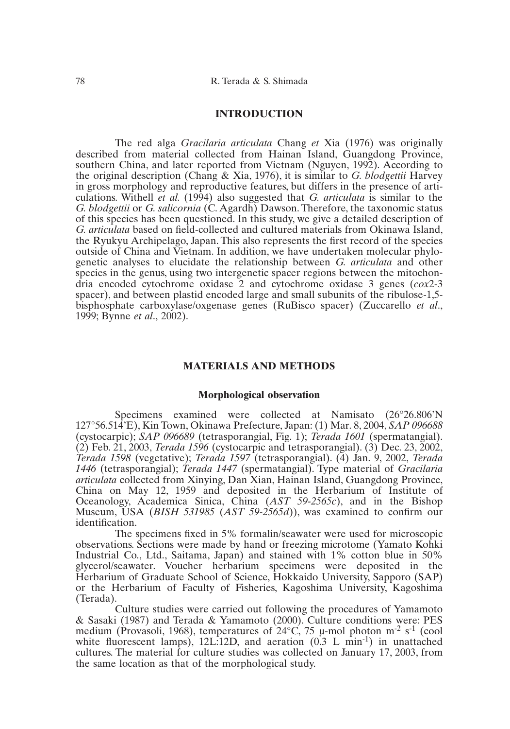## INTRODUCTION

The red alga *Gracilaria articulata* Chang *et* Xia (1976) was originally described from material collected from Hainan Island, Guangdong Province, southern China, and later reported from Vietnam (Nguyen, 1992). According to the original description (Chang & Xia, 1976), it is similar to *G. blodgettii* Harvey in gross morphology and reproductive features, but differs in the presence of articulations. Withell *et al.* (1994) also suggested that *G. articulata* is similar to the *G. blodgettii* or *G. salicornia* (C. Agardh) Dawson. Therefore, the taxonomic status of this species has been questioned. In this study, we give a detailed description of *G. articulata* based on field-collected and cultured materials from Okinawa Island, the Ryukyu Archipelago, Japan. This also represents the first record of the species outside of China and Vietnam. In addition, we have undertaken molecular phylogenetic analyses to elucidate the relationship between *G. articulata* and other species in the genus, using two intergenetic spacer regions between the mitochondria encoded cytochrome oxidase 2 and cytochrome oxidase 3 genes (*cox*2-3 spacer), and between plastid encoded large and small subunits of the ribulose-1,5-bisphosphate carboxylase/oxgenase genes (RuBisco spacer) (Zuccarello *et al*., 1999; Bynne *et al*., 2002).

## MATERIALS AND METHODS

### Morphological observation

Specimens examined were collected at Namisato (26°26.806'N 127°56.514'E), Kin Town, Okinawa Prefecture, Japan: (1) Mar. 8, 2004, *SAP 096688* (cystocarpic); *SAP 096689* (tetrasporangial, Fig. 1); *Terada 1601* (spermatangial). (2) Feb. 21, 2003, *Terada 1596* (cystocarpic and tetrasporangial). (3) Dec. 23, 2002, *Terada 1598* (vegetative); *Terada 1597* (tetrasporangial). (4) Jan. 9, 2002, *Terada 1446* (tetrasporangial); *Terada 1447* (spermatangial). Type material of *Gracilaria articulata* collected from Xinying, Dan Xian, Hainan Island, Guangdong Province, China on May 12, 1959 and deposited in the Herbarium of Institute of Oceanology, Academica Sinica, China (*AST 59-2565c*), and in the Bishop Museum, USA (*BISH 531985* (*AST 59-2565d*)), was examined to confirm our identification.

The specimens fixed in 5% formalin/seawater were used for microscopic observations. Sections were made by hand or freezing microtome (Yamato Kohki Industrial Co., Ltd., Saitama, Japan) and stained with 1% cotton blue in 50% glycerol/seawater. Voucher herbarium specimens were deposited in the Herbarium of Graduate School of Science, Hokkaido University, Sapporo (SAP) or the Herbarium of Faculty of Fisheries, Kagoshima University, Kagoshima (Terada).

Culture studies were carried out following the procedures of Yamamoto & Sasaki (1987) and Terada & Yamamoto (2000). Culture conditions were: PES medium (Provasoli, 1968), temperatures of 24°C, 75 µ-mol photon $m^{-2}$ $s^{-1}$ (cool white fluorescent lamps), 12L:12D, and aeration (0.3 L $min^{-1}$) in unattached cultures. The material for culture studies was collected on January 17, 2003, from the same location as that of the morphological study.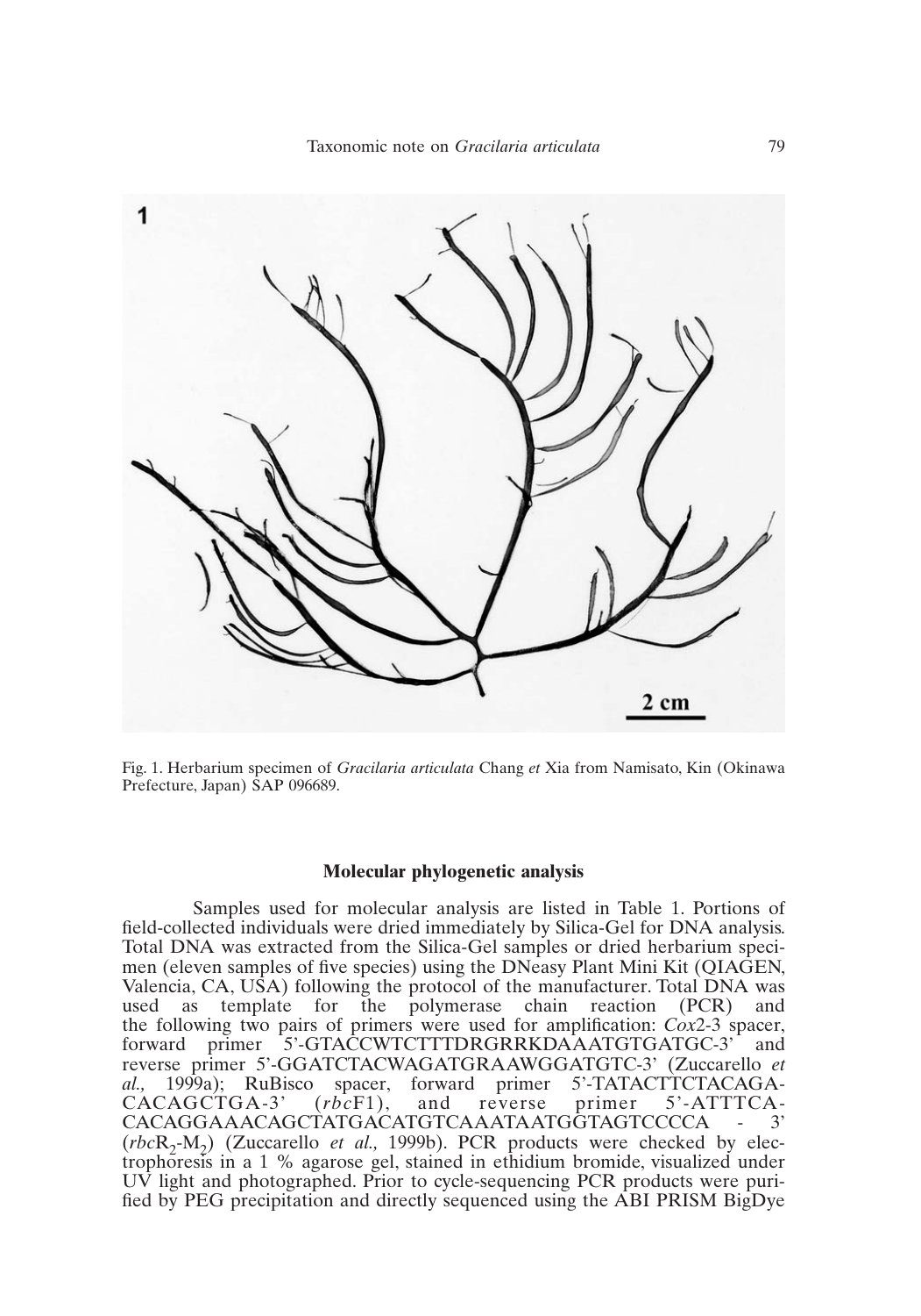Fig. 1. Herbarium specimen of *Gracilaria articulata* Chang *et* Xia from Namisato, Kin (Okinawa Prefecture, Japan) SAP 096689.

## Molecular phylogenetic analysis

Samples used for molecular analysis are listed in Table 1. Portions of field-collected individuals were dried immediately by Silica-Gel for DNA analysis. Total DNA was extracted from the Silica-Gel samples or dried herbarium specimen (eleven samples of five species) using the DNeasy Plant Mini Kit (QIAGEN, Valencia, CA, USA) following the protocol of the manufacturer. Total DNA was used as template for the polymerase chain reaction (PCR) and the following two pairs of primers were used for amplification: *Cox*2-3 spacer, forward primer 5'-GTACCWTCTTTDRGRRKDAAATGTGATGC-3' and reverse primer 5'-GGATCTACWAGATGRAAWGGATGTC-3' (Zuccarello *et al.,* 1999a); RuBisco spacer, forward primer 5'-TATACTTCTACAGACACAGCTGA-3' (*rbc*F1), and reverse primer 5'-ATTTCACACAGGAAACAGCTATGACATGTCAAATAATGGTAGTCCCCA - 3' (*rbc*$R_2$-$M_2$) (Zuccarello *et al.,* 1999b). PCR products were checked by electrophoresis in a 1 % agarose gel, stained in ethidium bromide, visualized under UV light and photographed. Prior to cycle-sequencing PCR products were purified by PEG precipitation and directly sequenced using the ABI PRISM BigDye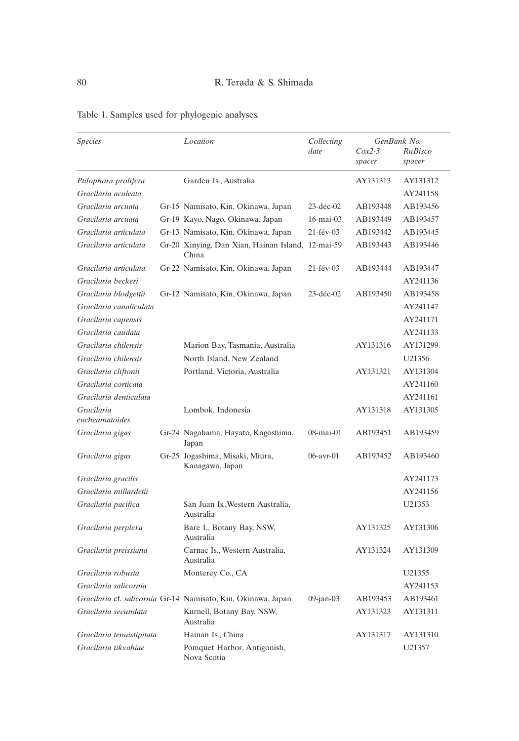Table 1. Samples used for phylogenic analyses.

| *Species* | *Location* | *Collecting date* | *GenBank No.* | |
|---|---|---|---|---|
| | | | *Cox2-3 spacer* | *RuBisco spacer* |
| *Ptilophora prolifera* | Garden Is., Australia | | AY131313 | AY131312 |
| *Gracilaria aculeata* | | | | AY241158 |
| *Gracilaria arcuata* | Gr-15 Namisato, Kin, Okinawa, Japan | 23-déc-02 | AB193448 | AB193456 |
| *Gracilaria arcuata* | Gr-19 Kayo, Nago, Okinawa, Japan | 16-mai-03 | AB193449 | AB193457 |
| *Gracilaria articulata* | Gr-13 Namisato, Kin, Okinawa, Japan | 21-fév-03 | AB193442 | AB193445 |
| *Gracilaria articulata* | Gr-20 Xinying, Dan Xian, Hainan Island, China | 12-mai-59 | AB193443 | AB193446 |
| *Gracilaria articulata* | Gr-22 Namisato, Kin, Okinawa, Japan | 21-fév-03 | AB193444 | AB193447 |
| *Gracilaria beckeri* | | | | AY241136 |
| *Gracilaria blodgettii* | Gr-12 Namisato, Kin, Okinawa, Japan | 23-déc-02 | AB193450 | AB193458 |
| *Gracilaria canaliculata* | | | | AY241147 |
| *Gracilaria capensis* | | | | AY241171 |
| *Gracilaria caudata* | | | | AY241133 |
| *Gracilaria chilensis* | Marion Bay, Tasmania, Australia | | AY131316 | AY131299 |
| *Gracilaria chilensis* | North Island, New Zealand | | | U21356 |
| *Gracilaria cliftonii* | Portland, Victoria, Australia | | AY131321 | AY131304 |
| *Gracilaria corticata* | | | | AY241160 |
| *Gracilaria denticulata* | | | | AY241161 |
| *Gracilaria eucheumatoides* | Lombok, Indonesia | | AY131318 | AY131305 |
| *Gracilaria gigas* | Gr-24 Nagahama, Hayato, Kagoshima, Japan | 08-mai-01 | AB193451 | AB193459 |
| *Gracilaria gigas* | Gr-25 Jogashima, Misaki, Miura, Kanagawa, Japan | 06-avr-01 | AB193452 | AB193460 |
| *Gracilaria gracilis* | | | | AY241173 |
| *Gracilaria millardetii* | | | | AY241156 |
| *Gracilaria pacifica* | San Juan Is., Western Australia, Australia | | | U21353 |
| *Gracilaria perplexa* | Bare I., Botany Bay, NSW, Australia | | AY131325 | AY131306 |
| *Gracilaria preissiana* | Carnac Is., Western Australia, Australia | | AY131324 | AY131309 |
| *Gracilaria robusta* | Monterey Co., CA | | | U21355 |
| *Gracilaria salicornia* | | | | AY241153 |
| *Gracilaria* cf. *salicornia* | Gr-14 Namisato, Kin, Okinawa, Japan | 09-jan-03 | AB193453 | AB193461 |
| *Gracilaria secundata* | Kurnell, Botany Bay, NSW, Australia | | AY131323 | AY131311 |
| *Gracilaria tenuistipitata* | Hainan Is., China | | AY131317 | AY131310 |
| *Gracilaria tikvahiae* | Pomquet Harbor, Antigonish, Nova Scotia | | | U21357 |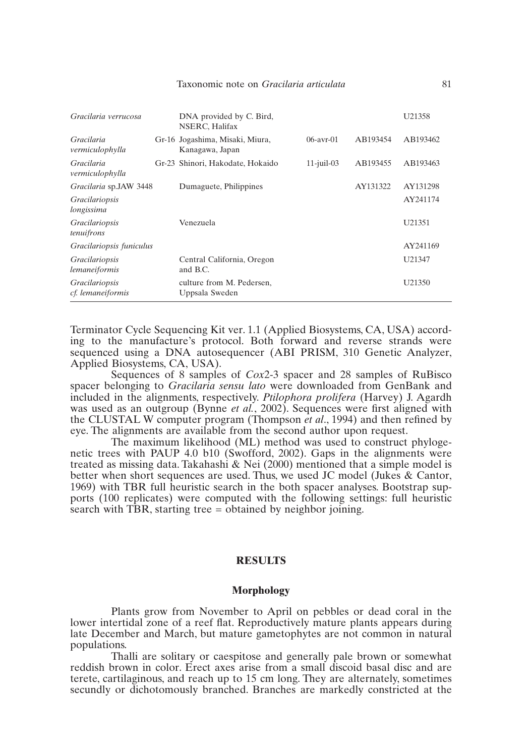| | | | | | |
|---|---|---|---|---|---|
| *Gracilaria verrucosa* | | DNA provided by C. Bird, NSERC, Halifax | | | U21358 |
| *Gracilaria vermiculophylla* | Gr-16 | Jogashima, Misaki, Miura, Kanagawa, Japan | 06-avr-01 | AB193454 | AB193462 |
| *Gracilaria vermiculophylla* | Gr-23 | Shinori, Hakodate, Hokaido | 11-juil-03 | AB193455 | AB193463 |
| *Gracilaria* sp.JAW 3448 | | Dumaguete, Philippines | | AY131322 | AY131298 |
| *Gracilariopsis longissima* | | | | | AY241174 |
| *Gracilariopsis tenuifrons* | | Venezuela | | | U21351 |
| *Gracilariopsis funiculus* | | | | | AY241169 |
| *Gracilariopsis lemaneiformis* | | Central California, Oregon and B.C. | | | U21347 |
| *Gracilariopsis cf. lemaneiformis* | | culture from M. Pedersen, Uppsala Sweden | | | U21350 |

Terminator Cycle Sequencing Kit ver. 1.1 (Applied Biosystems, CA, USA) according to the manufacture's protocol. Both forward and reverse strands were sequenced using a DNA autosequencer (ABI PRISM, 310 Genetic Analyzer, Applied Biosystems, CA, USA).

Sequences of 8 samples of *Cox*2-3 spacer and 28 samples of RuBisco spacer belonging to *Gracilaria sensu lato* were downloaded from GenBank and included in the alignments, respectively. *Ptilophora prolifera* (Harvey) J. Agardh was used as an outgroup (Bynne *et al.*, 2002). Sequences were first aligned with the CLUSTAL W computer program (Thompson *et al*., 1994) and then refined by eye. The alignments are available from the second author upon request.

The maximum likelihood (ML) method was used to construct phylogenetic trees with PAUP 4.0 b10 (Swofford, 2002). Gaps in the alignments were treated as missing data. Takahashi & Nei (2000) mentioned that a simple model is better when short sequences are used. Thus, we used JC model (Jukes & Cantor, 1969) with TBR full heuristic search in the both spacer analyses. Bootstrap supports (100 replicates) were computed with the following settings: full heuristic search with TBR, starting tree = obtained by neighbor joining.

## RESULTS

### Morphology

Plants grow from November to April on pebbles or dead coral in the lower intertidal zone of a reef flat. Reproductively mature plants appears during late December and March, but mature gametophytes are not common in natural populations.

Thalli are solitary or caespitose and generally pale brown or somewhat reddish brown in color. Erect axes arise from a small discoid basal disc and are terete, cartilaginous, and reach up to 15 cm long. They are alternately, sometimes secundly or dichotomously branched. Branches are markedly constricted at the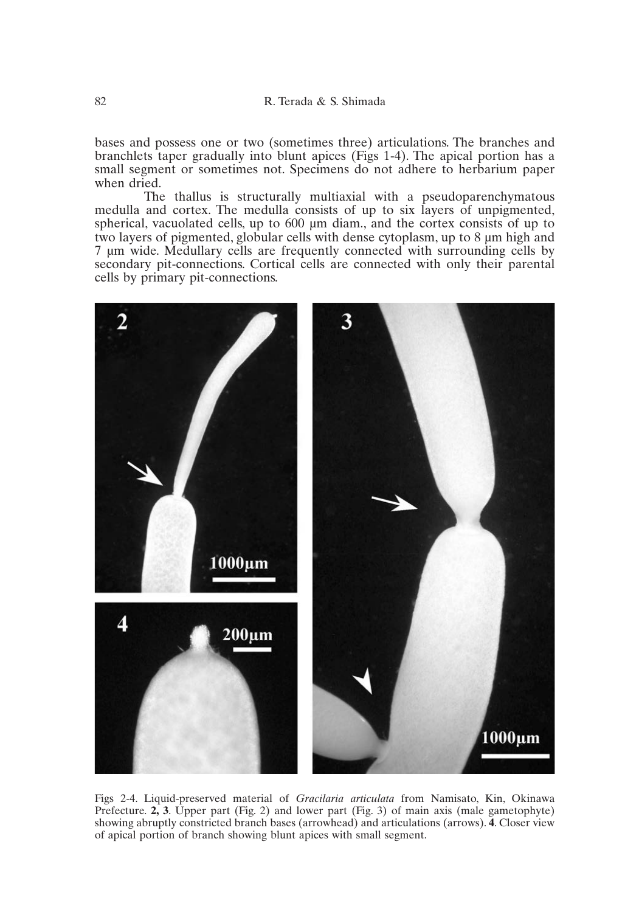bases and possess one or two (sometimes three) articulations. The branches and branchlets taper gradually into blunt apices (Figs 1-4). The apical portion has a small segment or sometimes not. Specimens do not adhere to herbarium paper when dried.

The thallus is structurally multiaxial with a pseudoparenchymatous medulla and cortex. The medulla consists of up to six layers of unpigmented, spherical, vacuolated cells, up to 600 µm diam., and the cortex consists of up to two layers of pigmented, globular cells with dense cytoplasm, up to 8 µm high and 7 µm wide. Medullary cells are frequently connected with surrounding cells by secondary pit-connections. Cortical cells are connected with only their parental cells by primary pit-connections.

Figs 2-4. Liquid-preserved material of *Gracilaria articulata* from Namisato, Kin, Okinawa Prefecture. **2, 3**. Upper part (Fig. 2) and lower part (Fig. 3) of main axis (male gametophyte) showing abruptly constricted branch bases (arrowhead) and articulations (arrows). **4**. Closer view of apical portion of branch showing blunt apices with small segment.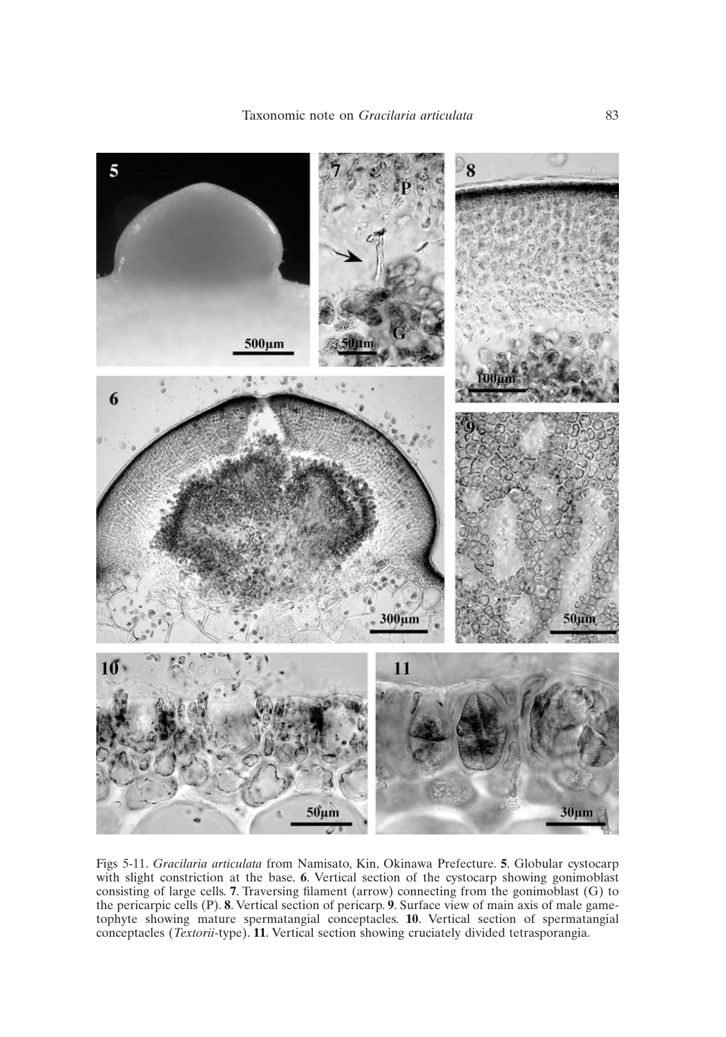Figs 5-11. *Gracilaria articulata* from Namisato, Kin, Okinawa Prefecture. **5**. Globular cystocarp with slight constriction at the base. **6**. Vertical section of the cystocarp showing gonimoblast consisting of large cells. **7**. Traversing filament (arrow) connecting from the gonimoblast (G) to the pericarpic cells (P). **8**. Vertical section of pericarp. **9**. Surface view of main axis of male gametophyte showing mature spermatangial conceptacles. **10**. Vertical section of spermatangial conceptacles (*Textorii*-type). **11**. Vertical section showing cruciately divided tetrasporangia.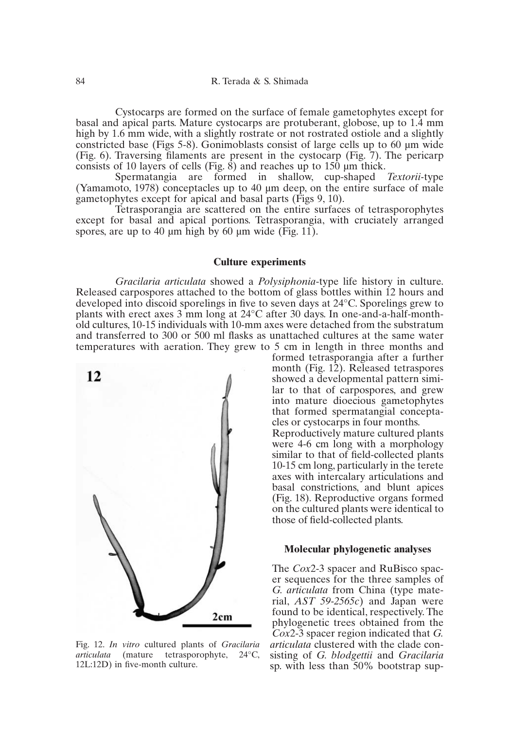Cystocarps are formed on the surface of female gametophytes except for basal and apical parts. Mature cystocarps are protuberant, globose, up to 1.4 mm high by 1.6 mm wide, with a slightly rostrate or not rostrated ostiole and a slightly constricted base (Figs 5-8). Gonimoblasts consist of large cells up to 60 µm wide (Fig. 6). Traversing filaments are present in the cystocarp (Fig. 7). The pericarp consists of 10 layers of cells (Fig. 8) and reaches up to 150 µm thick.

Spermatangia are formed in shallow, cup-shaped *Textorii*-type (Yamamoto, 1978) conceptacles up to 40 µm deep, on the entire surface of male gametophytes except for apical and basal parts (Figs 9, 10).

Tetrasporangia are scattered on the entire surfaces of tetrasporophytes except for basal and apical portions. Tetrasporangia, with cruciately arranged spores, are up to 40 µm high by 60 µm wide (Fig. 11).

## Culture experiments

*Gracilaria articulata* showed a *Polysiphonia*-type life history in culture. Released carpospores attached to the bottom of glass bottles within 12 hours and developed into discoid sporelings in five to seven days at 24°C. Sporelings grew to plants with erect axes 3 mm long at 24°C after 30 days. In one-and-a-half-month-old cultures, 10-15 individuals with 10-mm axes were detached from the substratum and transferred to 300 or 500 ml flasks as unattached cultures at the same water temperatures with aeration. They grew to 5 cm in length in three months and formed tetrasporangia after a further month (Fig. 12). Released tetraspores showed a developmental pattern similar to that of carpospores, and grew into mature dioecious gametophytes that formed spermatangial conceptacles or cystocarps in four months. Reproductively mature cultured plants were 4-6 cm long with a morphology similar to that of field-collected plants 10-15 cm long, particularly in the terete axes with intercalary articulations and basal constrictions, and blunt apices (Fig. 18). Reproductive organs formed on the cultured plants were identical to those of field-collected plants.

Fig. 12. *In vitro* cultured plants of *Gracilaria articulata* (mature tetrasporophyte, 24°C, 12L:12D) in five-month culture.

## Molecular phylogenetic analyses

The *Cox*2-3 spacer and RuBisco spacer sequences for the three samples of *G. articulata* from China (type material, *AST 59-2565c*) and Japan were found to be identical, respectively. The phylogenetic trees obtained from the *Cox*2-3 spacer region indicated that *G. articulata* clustered with the clade consisting of *G. blodgettii* and *Gracilaria* sp. with less than 50% bootstrap sup-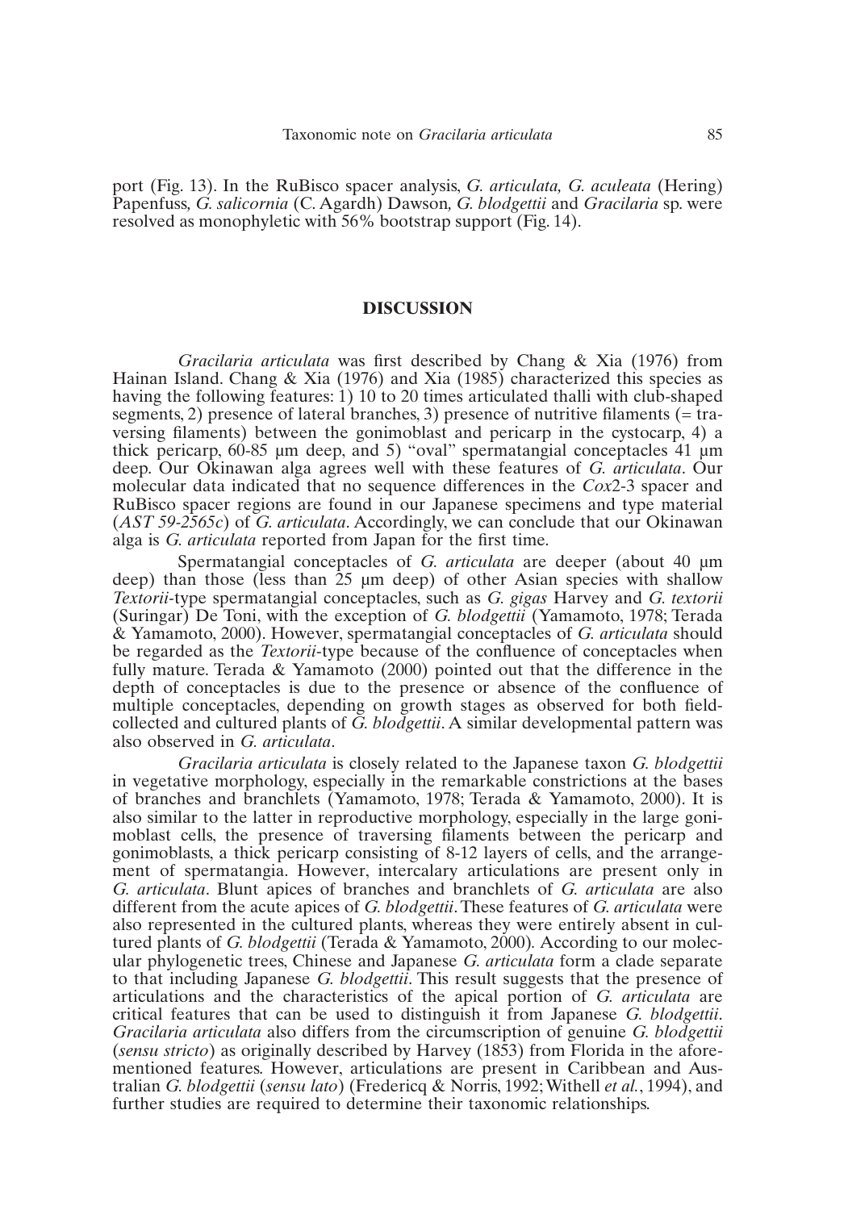port (Fig. 13). In the RuBisco spacer analysis, *G. articulata, G. aculeata* (Hering) Papenfuss*, G. salicornia* (C. Agardh) Dawson*, G. blodgettii* and *Gracilaria* sp. were resolved as monophyletic with 56% bootstrap support (Fig. 14).

## DISCUSSION

*Gracilaria articulata* was first described by Chang & Xia (1976) from Hainan Island. Chang & Xia (1976) and Xia (1985) characterized this species as having the following features: 1) 10 to 20 times articulated thalli with club-shaped segments, 2) presence of lateral branches, 3) presence of nutritive filaments (= traversing filaments) between the gonimoblast and pericarp in the cystocarp, 4) a thick pericarp, 60-85 µm deep, and 5) "oval" spermatangial conceptacles 41 µm deep. Our Okinawan alga agrees well with these features of *G. articulata*. Our molecular data indicated that no sequence differences in the *Cox*2-3 spacer and RuBisco spacer regions are found in our Japanese specimens and type material (*AST 59-2565c*) of *G. articulata*. Accordingly, we can conclude that our Okinawan alga is *G. articulata* reported from Japan for the first time.

Spermatangial conceptacles of *G. articulata* are deeper (about 40 µm deep) than those (less than 25 µm deep) of other Asian species with shallow *Textorii*-type spermatangial conceptacles, such as *G. gigas* Harvey and *G. textorii* (Suringar) De Toni, with the exception of *G. blodgettii* (Yamamoto, 1978; Terada & Yamamoto, 2000). However, spermatangial conceptacles of *G. articulata* should be regarded as the *Textorii*-type because of the confluence of conceptacles when fully mature. Terada & Yamamoto (2000) pointed out that the difference in the depth of conceptacles is due to the presence or absence of the confluence of multiple conceptacles, depending on growth stages as observed for both field-collected and cultured plants of *G. blodgettii*. A similar developmental pattern was also observed in *G. articulata*.

*Gracilaria articulata* is closely related to the Japanese taxon *G. blodgettii* in vegetative morphology, especially in the remarkable constrictions at the bases of branches and branchlets (Yamamoto, 1978; Terada & Yamamoto, 2000). It is also similar to the latter in reproductive morphology, especially in the large gonimoblast cells, the presence of traversing filaments between the pericarp and gonimoblasts, a thick pericarp consisting of 8-12 layers of cells, and the arrangement of spermatangia. However, intercalary articulations are present only in *G. articulata*. Blunt apices of branches and branchlets of *G. articulata* are also different from the acute apices of *G. blodgettii*. These features of *G. articulata* were also represented in the cultured plants, whereas they were entirely absent in cultured plants of *G. blodgettii* (Terada & Yamamoto, 2000). According to our molecular phylogenetic trees, Chinese and Japanese *G. articulata* form a clade separate to that including Japanese *G. blodgettii*. This result suggests that the presence of articulations and the characteristics of the apical portion of *G. articulata* are critical features that can be used to distinguish it from Japanese *G. blodgettii*. *Gracilaria articulata* also differs from the circumscription of genuine *G. blodgettii* (*sensu stricto*) as originally described by Harvey (1853) from Florida in the aforementioned features. However, articulations are present in Caribbean and Australian *G. blodgettii* (*sensu lato*) (Fredericq & Norris, 1992; Withell *et al.*, 1994), and further studies are required to determine their taxonomic relationships.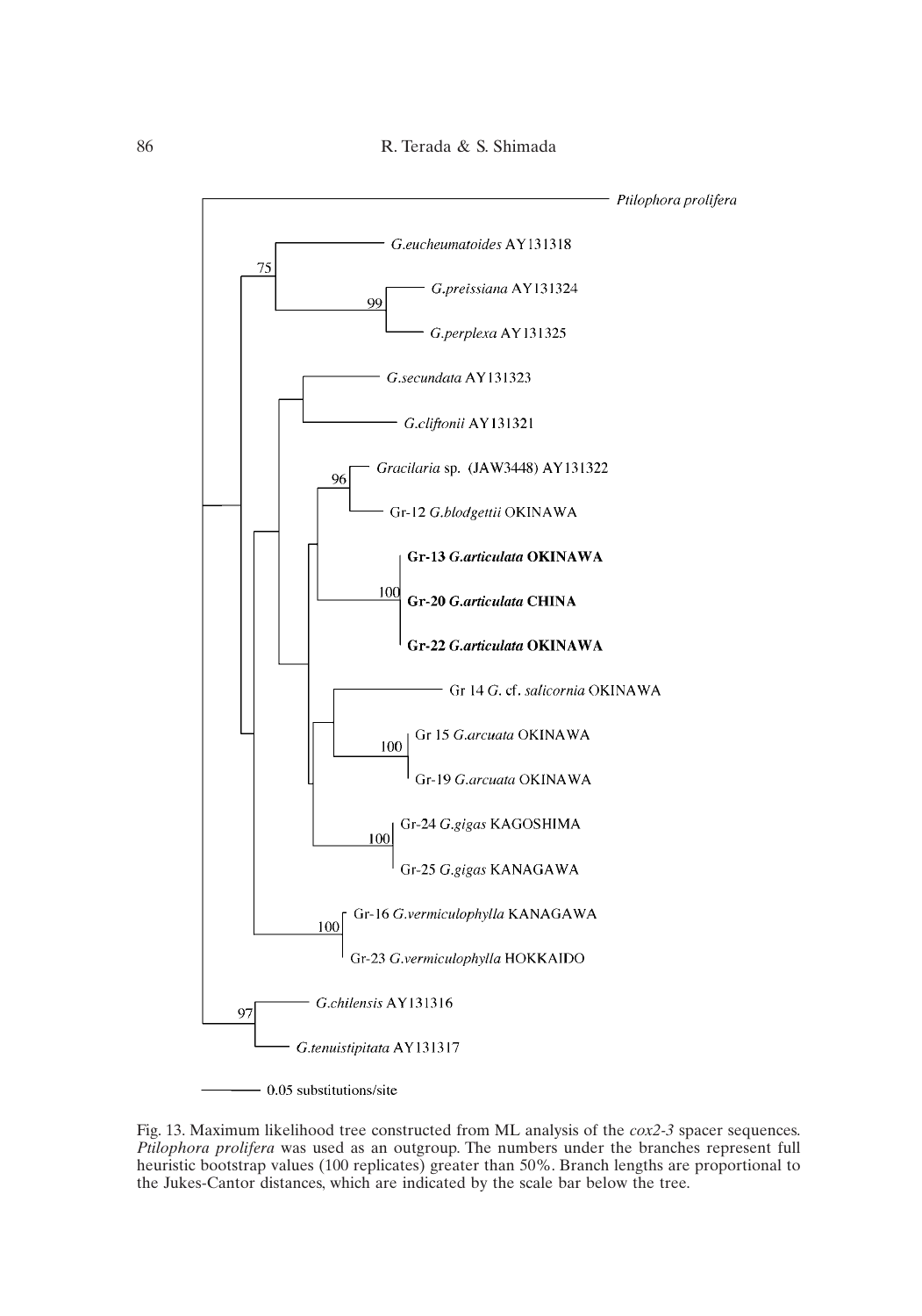Fig. 13. Maximum likelihood tree constructed from ML analysis of the *cox2-3* spacer sequences. *Ptilophora prolifera* was used as an outgroup. The numbers under the branches represent full heuristic bootstrap values (100 replicates) greater than 50%. Branch lengths are proportional to the Jukes-Cantor distances, which are indicated by the scale bar below the tree.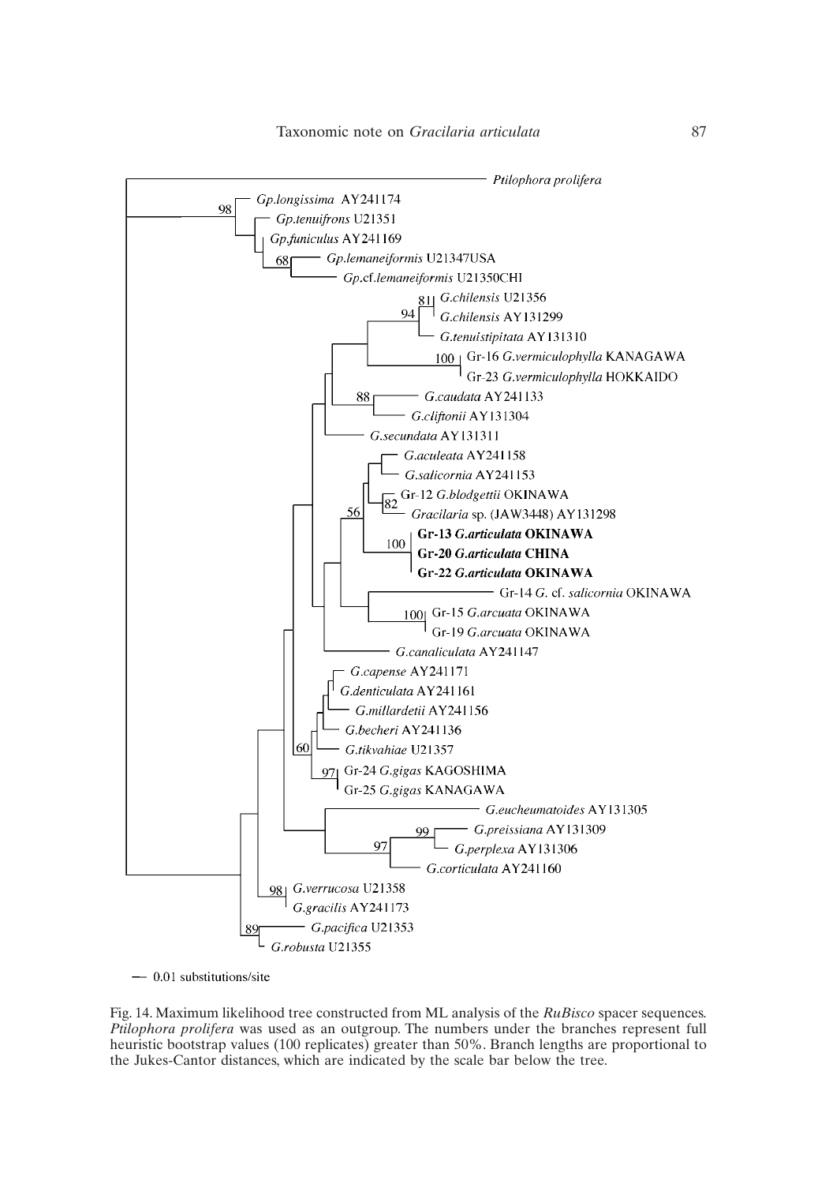Fig. 14. Maximum likelihood tree constructed from ML analysis of the *RuBisco* spacer sequences. *Ptilophora prolifera* was used as an outgroup. The numbers under the branches represent full heuristic bootstrap values (100 replicates) greater than 50%. Branch lengths are proportional to the Jukes-Cantor distances, which are indicated by the scale bar below the tree.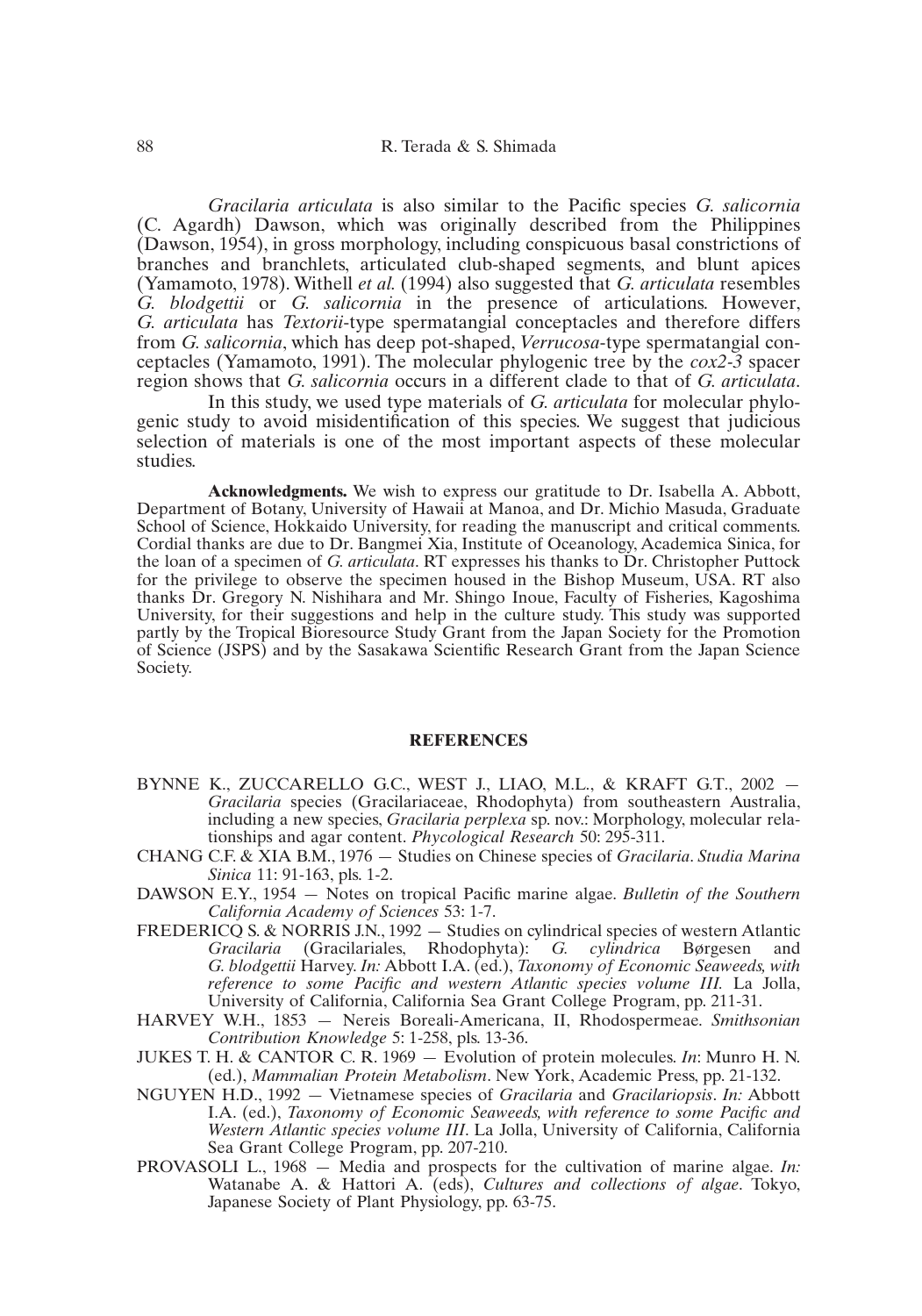*Gracilaria articulata* is also similar to the Pacific species *G. salicornia* (C. Agardh) Dawson, which was originally described from the Philippines (Dawson, 1954), in gross morphology, including conspicuous basal constrictions of branches and branchlets, articulated club-shaped segments, and blunt apices (Yamamoto, 1978). Withell *et al.* (1994) also suggested that *G. articulata* resembles *G. blodgettii* or *G. salicornia* in the presence of articulations. However, *G. articulata* has *Textorii*-type spermatangial conceptacles and therefore differs from *G. salicornia*, which has deep pot-shaped, *Verrucosa*-type spermatangial conceptacles (Yamamoto, 1991). The molecular phylogenic tree by the *cox2-3* spacer region shows that *G. salicornia* occurs in a different clade to that of *G. articulata*.

In this study, we used type materials of *G. articulata* for molecular phylogenic study to avoid misidentification of this species. We suggest that judicious selection of materials is one of the most important aspects of these molecular studies.

**Acknowledgments.** We wish to express our gratitude to Dr. Isabella A. Abbott, Department of Botany, University of Hawaii at Manoa, and Dr. Michio Masuda, Graduate School of Science, Hokkaido University, for reading the manuscript and critical comments. Cordial thanks are due to Dr. Bangmei Xia, Institute of Oceanology, Academica Sinica, for the loan of a specimen of *G. articulata*. RT expresses his thanks to Dr. Christopher Puttock for the privilege to observe the specimen housed in the Bishop Museum, USA. RT also thanks Dr. Gregory N. Nishihara and Mr. Shingo Inoue, Faculty of Fisheries, Kagoshima University, for their suggestions and help in the culture study. This study was supported partly by the Tropical Bioresource Study Grant from the Japan Society for the Promotion of Science (JSPS) and by the Sasakawa Scientific Research Grant from the Japan Science Society.

## REFERENCES

BYNNE K., ZUCCARELLO G.C., WEST J., LIAO, M.L., & KRAFT G.T., 2002 — *Gracilaria* species (Gracilariaceae, Rhodophyta) from southeastern Australia, including a new species, *Gracilaria perplexa* sp. nov.: Morphology, molecular relationships and agar content. *Phycological Research* 50: 295-311.

CHANG C.F. & XIA B.M., 1976 — Studies on Chinese species of *Gracilaria*. *Studia Marina Sinica* 11: 91-163, pls. 1-2.

DAWSON E.Y., 1954 — Notes on tropical Pacific marine algae. *Bulletin of the Southern California Academy of Sciences* 53: 1-7.

FREDERICQ S. & NORRIS J.N., 1992 — Studies on cylindrical species of western Atlantic *Gracilaria* (Gracilariales, Rhodophyta): *G. cylindrica* Børgesen and *G. blodgettii* Harvey. *In:* Abbott I.A. (ed.), *Taxonomy of Economic Seaweeds, with reference to some Pacific and western Atlantic species volume III.* La Jolla, University of California, California Sea Grant College Program, pp. 211-31.

HARVEY W.H., 1853 — Nereis Boreali-Americana, II, Rhodospermeae. *Smithsonian Contribution Knowledge* 5: 1-258, pls. 13-36.

JUKES T. H. & CANTOR C. R. 1969 — Evolution of protein molecules. *In*: Munro H. N. (ed.), *Mammalian Protein Metabolism*. New York, Academic Press, pp. 21-132.

NGUYEN H.D., 1992 — Vietnamese species of *Gracilaria* and *Gracilariopsis*. *In:* Abbott I.A. (ed.), *Taxonomy of Economic Seaweeds, with reference to some Pacific and Western Atlantic species volume III*. La Jolla, University of California, California Sea Grant College Program, pp. 207-210.

PROVASOLI L., 1968 — Media and prospects for the cultivation of marine algae. *In:* Watanabe A. & Hattori A. (eds), *Cultures and collections of algae*. Tokyo, Japanese Society of Plant Physiology, pp. 63-75.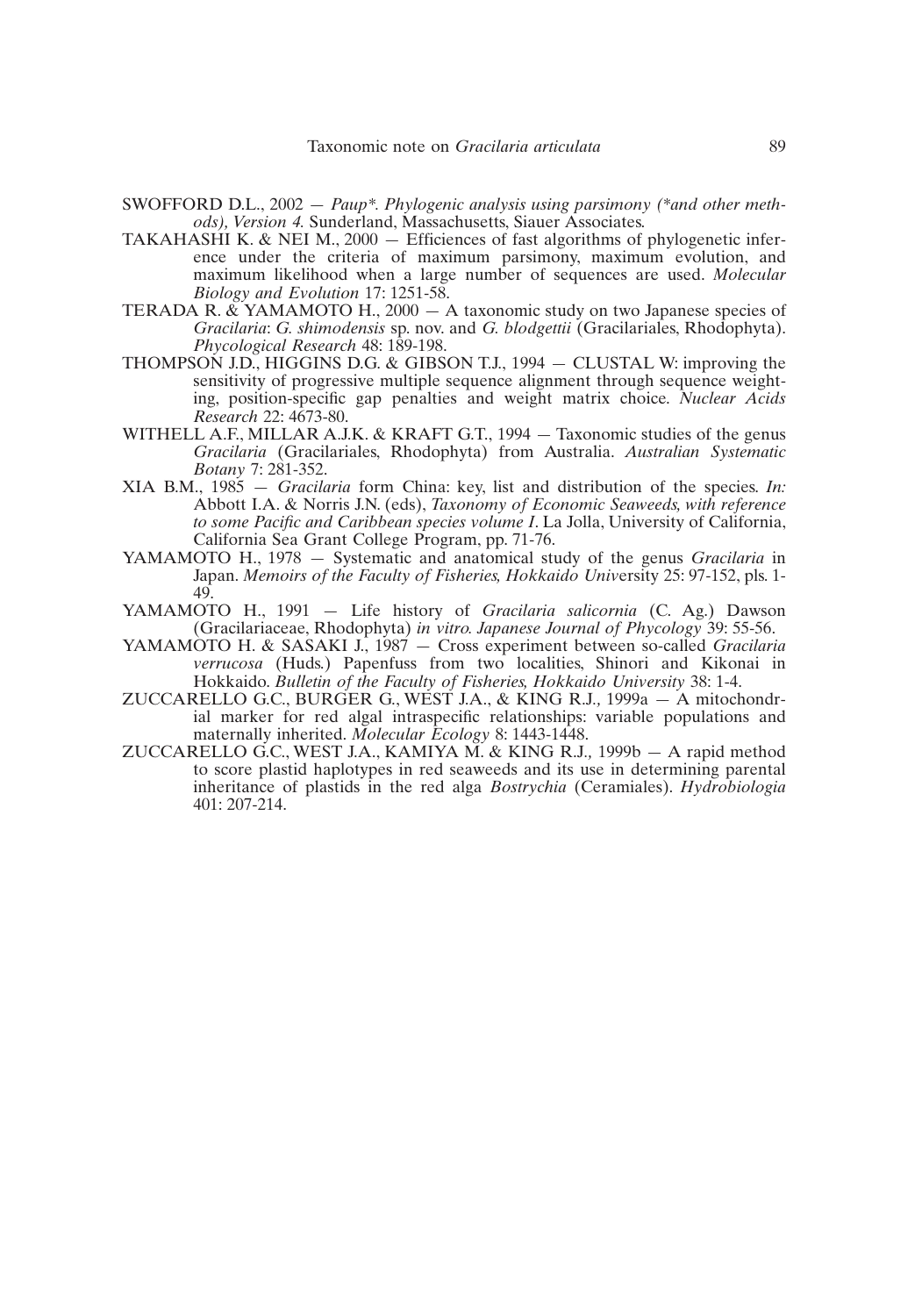SWOFFORD D.L., 2002 — *Paup\*. Phylogenic analysis using parsimony (\*and other methods), Version 4.* Sunderland, Massachusetts, Siauer Associates.

TAKAHASHI K. & NEI M., 2000 — Efficiences of fast algorithms of phylogenetic inference under the criteria of maximum parsimony, maximum evolution, and maximum likelihood when a large number of sequences are used. *Molecular Biology and Evolution* 17: 1251-58.

TERADA R. & YAMAMOTO H., 2000 — A taxonomic study on two Japanese species of *Gracilaria*: *G. shimodensis* sp. nov. and *G. blodgettii* (Gracilariales, Rhodophyta). *Phycological Research* 48: 189-198.

THOMPSON J.D., HIGGINS D.G. & GIBSON T.J., 1994 — CLUSTAL W: improving the sensitivity of progressive multiple sequence alignment through sequence weighting, position-specific gap penalties and weight matrix choice. *Nuclear Acids Research* 22: 4673-80.

WITHELL A.F., MILLAR A.J.K. & KRAFT G.T., 1994 — Taxonomic studies of the genus *Gracilaria* (Gracilariales, Rhodophyta) from Australia. *Australian Systematic Botany* 7: 281-352.

XIA B.M., 1985 — *Gracilaria* form China: key, list and distribution of the species. *In:* Abbott I.A. & Norris J.N. (eds), *Taxonomy of Economic Seaweeds, with reference to some Pacific and Caribbean species volume I*. La Jolla, University of California, California Sea Grant College Program, pp. 71-76.

YAMAMOTO H., 1978 — Systematic and anatomical study of the genus *Gracilaria* in Japan. *Memoirs of the Faculty of Fisheries, Hokkaido Univ*ersity 25: 97-152, pls. 1-49.

YAMAMOTO H., 1991 — Life history of *Gracilaria salicornia* (C. Ag.) Dawson (Gracilariaceae, Rhodophyta) *in vitro. Japanese Journal of Phycology* 39: 55-56.

YAMAMOTO H. & SASAKI J., 1987 — Cross experiment between so-called *Gracilaria verrucosa* (Huds.) Papenfuss from two localities, Shinori and Kikonai in Hokkaido. *Bulletin of the Faculty of Fisheries, Hokkaido University* 38: 1-4.

ZUCCARELLO G.C., BURGER G., WEST J.A., & KING R.J., 1999a — A mitochondrial marker for red algal intraspecific relationships: variable populations and maternally inherited. *Molecular Ecology* 8: 1443-1448.

ZUCCARELLO G.C., WEST J.A., KAMIYA M. & KING R.J., 1999b — A rapid method to score plastid haplotypes in red seaweeds and its use in determining parental inheritance of plastids in the red alga *Bostrychia* (Ceramiales). *Hydrobiologia* 401: 207-214.